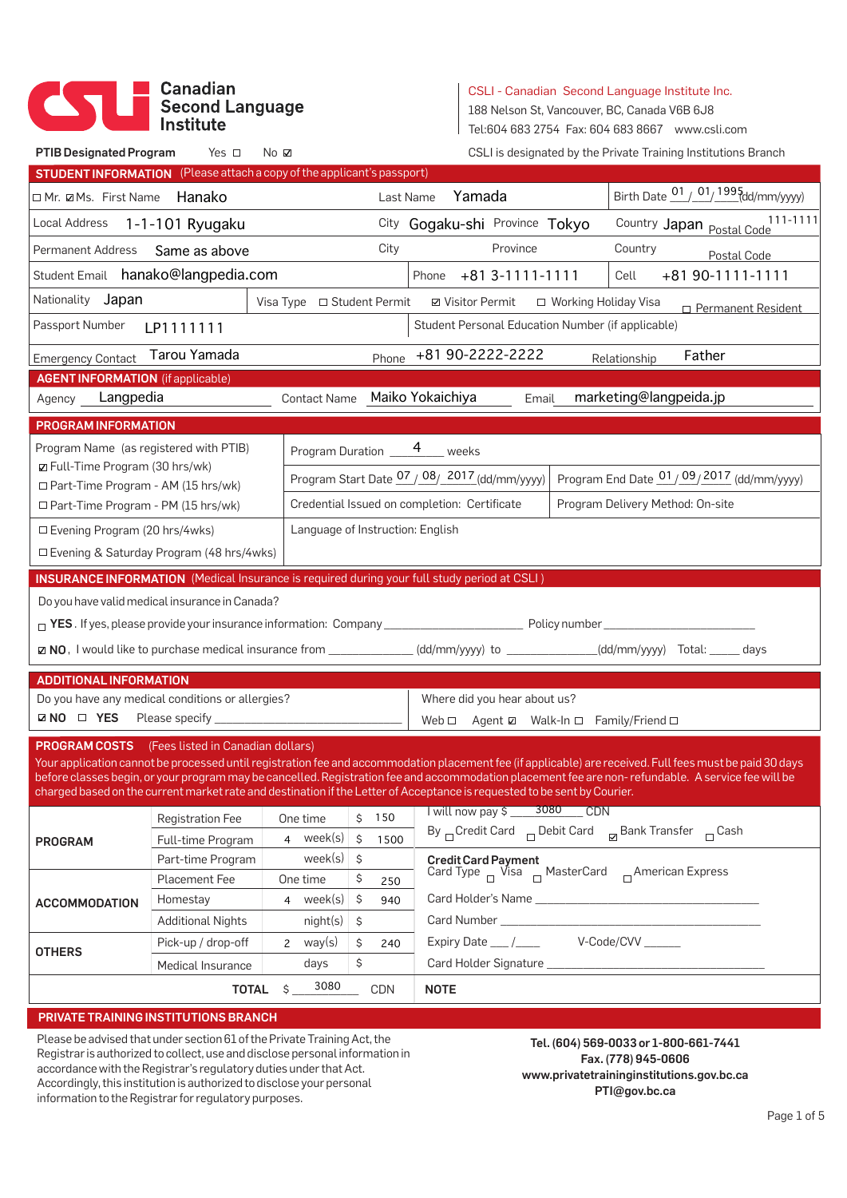# Canadian Second Language Institute

**CSLI - Canadian Second Language Institute Inc.**
188 Nelson St, Vancouver, BC, Canada V6B 6J8
Tel:604 683 2754 Fax: 604 683 8667 www.csli.com

**PTIB Designated Program** Yes ☐ No ☑

CSLI is designated by the Private Training Institutions Branch

## STUDENT INFORMATION (Please attach a copy of the applicant's passport)

| | | | |
|---|---|---|---|
| ☐ Mr. ☑ Ms. First Name Hanako | Last Name Yamada | | Birth Date 01 / 01 / 1995 (dd/mm/yyyy) |
| Local Address 1-1-101 Ryugaku | City Gogaku-shi | Province Tokyo | Country Japan Postal Code 111-1111 |
| Permanent Address Same as above | City | Province | Country Postal Code |
| Student Email hanako@langpedia.com | Phone +81 3-1111-1111 | | Cell +81 90-1111-1111 |
| Nationality Japan | Visa Type ☐ Student Permit ☑ Visitor Permit ☐ Working Holiday Visa ☐ Permanent Resident | | |
| Passport Number LP1111111 | Student Personal Education Number (if applicable) | | |
| Emergency Contact Tarou Yamada | Phone +81 90-2222-2222 | | Relationship Father |

## AGENT INFORMATION (if applicable)

Agency Langpedia Contact Name Maiko Yokaichiya Email marketing@langpeida.jp

## PROGRAM INFORMATION

| | | |
|---|---|---|
| Program Name (as registered with PTIB) | Program Duration 4 weeks | |
| ☑ Full-Time Program (30 hrs/wk) ☐ Part-Time Program - AM (15 hrs/wk) ☐ Part-Time Program - PM (15 hrs/wk) | Program Start Date 07 / 08 / 2017 (dd/mm/yyyy) | Program End Date 01 / 09 / 2017 (dd/mm/yyyy) |
| | Credential Issued on completion: Certificate | Program Delivery Method: On-site |
| ☐ Evening Program (20 hrs/4wks) ☐ Evening & Saturday Program (48 hrs/4wks) | Language of Instruction: English | |

## INSURANCE INFORMATION (Medical Insurance is required during your full study period at CSLI)

Do you have valid medical insurance in Canada?

☐ **YES**. If yes, please provide your insurance information: Company \_\_\_\_\_\_\_\_ Policy number \_\_\_\_\_\_\_\_

☑ **NO**, I would like to purchase medical insurance from \_\_\_\_\_\_\_\_ (dd/mm/yyyy) to \_\_\_\_\_\_\_\_ (dd/mm/yyyy) Total: \_\_\_\_ days

## ADDITIONAL INFORMATION

Do you have any medical conditions or allergies?
☑ **NO** ☐ **YES** Please specify \_\_\_\_\_\_\_\_

Where did you hear about us?
Web ☐ Agent ☑ Walk-In ☐ Family/Friend ☐

## PROGRAM COSTS (Fees listed in Canadian dollars)

Your application cannot be processed until registration fee and accommodation placement fee (if applicable) are received. Full fees must be paid 30 days before classes begin, or your program may be cancelled. Registration fee and accommodation placement fee are non-refundable. A service fee will be charged based on the current market rate and destination if the Letter of Acceptance is requested to be sent by Courier.

| | | | | |
|---|---|---|---|---|
| **PROGRAM** | Registration Fee | One time | $ 150 | |
| | Full-time Program | 4 week(s) | $ 1500 | |
| | Part-time Program | week(s) | $ | |
| **ACCOMMODATION** | Placement Fee | One time | $ 250 | |
| | Homestay | 4 week(s) | $ 940 | |
| | Additional Nights | night(s) | $ | |
| **OTHERS** | Pick-up / drop-off | 2 way(s) | $ 240 | |
| | Medical Insurance | days | $ | |
| | | **TOTAL** | $ 3080 | CDN |

I will now pay $ 3080 CDN
By ☐ Credit Card ☐ Debit Card ☑ Bank Transfer ☐ Cash

**Credit Card Payment**
Card Type ☐ Visa ☐ MasterCard ☐ American Express
Card Holder's Name \_\_\_\_\_\_\_\_
Card Number \_\_\_\_\_\_\_\_
Expiry Date \_\_\_ / \_\_\_ V-Code/CVV \_\_\_\_
Card Holder Signature \_\_\_\_\_\_\_\_

**NOTE**

## PRIVATE TRAINING INSTITUTIONS BRANCH

Please be advised that under section 61 of the Private Training Act, the Registrar is authorized to collect, use and disclose personal information in accordance with the Registrar's regulatory duties under that Act. Accordingly, this institution is authorized to disclose your personal information to the Registrar for regulatory purposes.

**Tel. (604) 569-0033 or 1-800-661-7441**
**Fax. (778) 945-0606**
**www.privatetraininginstitutions.gov.bc.ca**
**PTI@gov.bc.ca**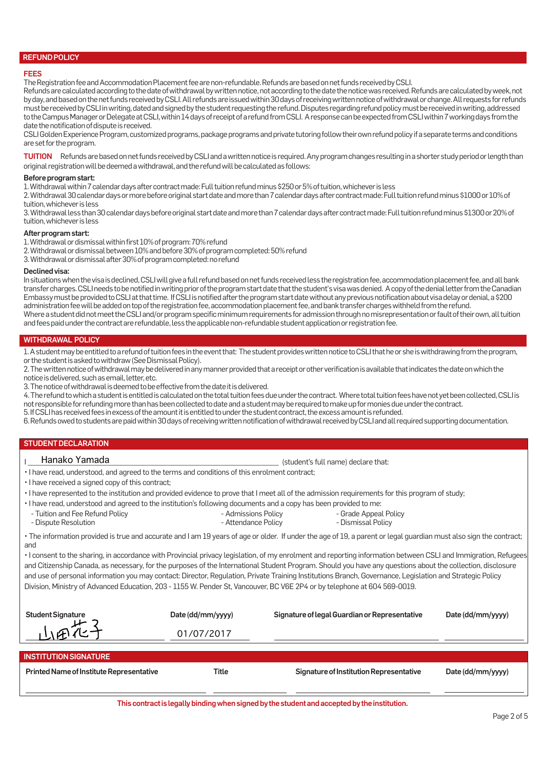## REFUND POLICY

### FEES

The Registration fee and Accommodation Placement fee are non-refundable. Refunds are based on net funds received by CSLI.
Refunds are calculated according to the date of withdrawal by written notice, not according to the date the notice was received. Refunds are calculated by week, not by day, and based on the net funds received by CSLI. All refunds are issued within 30 days of receiving written notice of withdrawal or change. All requests for refunds must be received by CSLI in writing, dated and signed by the student requesting the refund. Disputes regarding refund policy must be received in writing, addressed to the Campus Manager or Delegate at CSLI, within 14 days of receipt of a refund from CSLI. A response can be expected from CSLI within 7 working days from the date the notification of dispute is received.
CSLI Golden Experience Program, customized programs, package programs and private tutoring follow their own refund policy if a separate terms and conditions are set for the program.

**TUITION** Refunds are based on net funds received by CSLI and a written notice is required. Any program changes resulting in a shorter study period or length than original registration will be deemed a withdrawal, and the refund will be calculated as follows:

**Before program start:**

1. Withdrawal within 7 calendar days after contract made: Full tuition refund minus $250 or 5% of tuition, whichever is less
2. Withdrawal 30 calendar days or more before original start date and more than 7 calendar days after contract made: Full tuition refund minus $1000 or 10% of tuition, whichever is less
3. Withdrawal less than 30 calendar days before original start date and more than 7 calendar days after contract made: Full tuition refund minus $1300 or 20% of tuition, whichever is less

**After program start:**

1. Withdrawal or dismissal within first 10% of program: 70% refund
2. Withdrawal or dismissal between 10% and before 30% of program completed: 50% refund
3. Withdrawal or dismissal after 30% of program completed: no refund

**Declined visa:**

In situations when the visa is declined, CSLI will give a full refund based on net funds received less the registration fee, accommodation placement fee, and all bank transfer charges. CSLI needs to be notified in writing prior of the program start date that the student's visa was denied. A copy of the denial letter from the Canadian Embassy must be provided to CSLI at that time. If CSLI is notified after the program start date without any previous notification about visa delay or denial, a $200 administration fee will be added on top of the registration fee, accommodation placement fee, and bank transfer charges withheld from the refund.
Where a student did not meet the CSLI and/or program specific minimum requirements for admission through no misrepresentation or fault of their own, all tuition and fees paid under the contract are refundable, less the applicable non-refundable student application or registration fee.

## WITHDRAWAL POLICY

1. A student may be entitled to a refund of tuition fees in the event that: The student provides written notice to CSLI that he or she is withdrawing from the program, or the student is asked to withdraw (See Dismissal Policy).
2. The written notice of withdrawal may be delivered in any manner provided that a receipt or other verification is available that indicates the date on which the notice is delivered, such as email, letter, etc.
3. The notice of withdrawal is deemed to be effective from the date it is delivered.
4. The refund to which a student is entitled is calculated on the total tuition fees due under the contract. Where total tuition fees have not yet been collected, CSLI is not responsible for refunding more than has been collected to date and a student may be required to make up for monies due under the contract.
5. If CSLI has received fees in excess of the amount it is entitled to under the student contract, the excess amount is refunded.
6. Refunds owed to students are paid within 30 days of receiving written notification of withdrawal received by CSLI and all required supporting documentation.

## STUDENT DECLARATION

I Hanako Yamada (student's full name) declare that:

- I have read, understood, and agreed to the terms and conditions of this enrolment contract;
- I have received a signed copy of this contract;
- I have represented to the institution and provided evidence to prove that I meet all of the admission requirements for this program of study;
- I have read, understood and agreed to the institution's following documents and a copy has been provided to me:
  - Tuition and Fee Refund Policy
  - Dispute Resolution
  - Admissions Policy
  - Attendance Policy
  - Grade Appeal Policy
  - Dismissal Policy
- The information provided is true and accurate and I am 19 years of age or older. If under the age of 19, a parent or legal guardian must also sign the contract; and
- I consent to the sharing, in accordance with Provincial privacy legislation, of my enrolment and reporting information between CSLI and Immigration, Refugees and Citizenship Canada, as necessary, for the purposes of the International Student Program. Should you have any questions about the collection, disclosure and use of personal information you may contact: Director, Regulation, Private Training Institutions Branch, Governance, Legislation and Strategic Policy Division, Ministry of Advanced Education, 203 - 1155 W. Pender St, Vancouver, BC V6E 2P4 or by telephone at 604 569-0019.

| Student Signature | Date (dd/mm/yyyy) | Signature of legal Guardian or Representative | Date (dd/mm/yyyy) |
|---|---|---|---|
| 山田花子 | 01/07/2017 | | |

## INSTITUTION SIGNATURE

| Printed Name of Institute Representative | Title | Signature of Institution Representative | Date (dd/mm/yyyy) |
|---|---|---|---|
| | | | |

This contract is legally binding when signed by the student and accepted by the institution.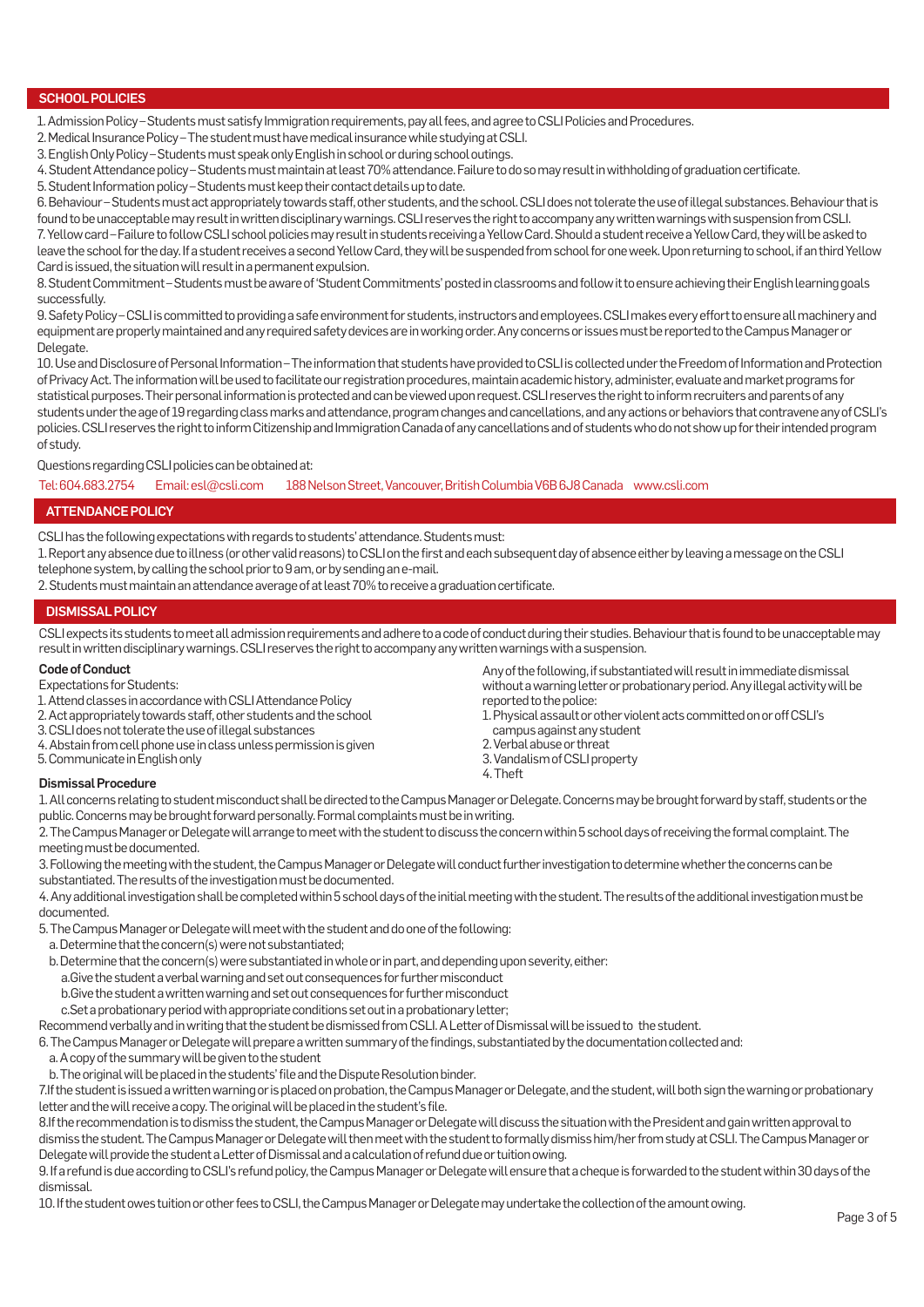## SCHOOL POLICIES

1. Admission Policy – Students must satisfy Immigration requirements, pay all fees, and agree to CSLI Policies and Procedures.
2. Medical Insurance Policy – The student must have medical insurance while studying at CSLI.
3. English Only Policy – Students must speak only English in school or during school outings.
4. Student Attendance policy – Students must maintain at least 70% attendance. Failure to do so may result in withholding of graduation certificate.
5. Student Information policy – Students must keep their contact details up to date.
6. Behaviour – Students must act appropriately towards staff, other students, and the school. CSLI does not tolerate the use of illegal substances. Behaviour that is found to be unacceptable may result in written disciplinary warnings. CSLI reserves the right to accompany any written warnings with suspension from CSLI.
7. Yellow card – Failure to follow CSLI school policies may result in students receiving a Yellow Card. Should a student receive a Yellow Card, they will be asked to leave the school for the day. If a student receives a second Yellow Card, they will be suspended from school for one week. Upon returning to school, if an third Yellow Card is issued, the situation will result in a permanent expulsion.
8. Student Commitment – Students must be aware of 'Student Commitments' posted in classrooms and follow it to ensure achieving their English learning goals successfully.
9. Safety Policy – CSLI is committed to providing a safe environment for students, instructors and employees. CSLI makes every effort to ensure all machinery and equipment are properly maintained and any required safety devices are in working order. Any concerns or issues must be reported to the Campus Manager or Delegate.
10. Use and Disclosure of Personal Information – The information that students have provided to CSLI is collected under the Freedom of Information and Protection of Privacy Act. The information will be used to facilitate our registration procedures, maintain academic history, administer, evaluate and market programs for statistical purposes. Their personal information is protected and can be viewed upon request. CSLI reserves the right to inform recruiters and parents of any students under the age of 19 regarding class marks and attendance, program changes and cancellations, and any actions or behaviors that contravene any of CSLI's policies. CSLI reserves the right to inform Citizenship and Immigration Canada of any cancellations and of students who do not show up for their intended program of study.

Questions regarding CSLI policies can be obtained at:

Tel: 604.683.2754 Email: esl@csli.com 188 Nelson Street, Vancouver, British Columbia V6B 6J8 Canada www.csli.com

## ATTENDANCE POLICY

CSLI has the following expectations with regards to students' attendance. Students must:

1. Report any absence due to illness (or other valid reasons) to CSLI on the first and each subsequent day of absence either by leaving a message on the CSLI telephone system, by calling the school prior to 9 am, or by sending an e-mail.
2. Students must maintain an attendance average of at least 70% to receive a graduation certificate.

## DISMISSAL POLICY

CSLI expects its students to meet all admission requirements and adhere to a code of conduct during their studies. Behaviour that is found to be unacceptable may result in written disciplinary warnings. CSLI reserves the right to accompany any written warnings with a suspension.

**Code of Conduct**

Expectations for Students:

1. Attend classes in accordance with CSLI Attendance Policy
2. Act appropriately towards staff, other students and the school
3. CSLI does not tolerate the use of illegal substances
4. Abstain from cell phone use in class unless permission is given
5. Communicate in English only

Any of the following, if substantiated will result in immediate dismissal without a warning letter or probationary period. Any illegal activity will be reported to the police:

1. Physical assault or other violent acts committed on or off CSLI's campus against any student
2. Verbal abuse or threat
3. Vandalism of CSLI property
4. Theft

**Dismissal Procedure**

1. All concerns relating to student misconduct shall be directed to the Campus Manager or Delegate. Concerns may be brought forward by staff, students or the public. Concerns may be brought forward personally. Formal complaints must be in writing.
2. The Campus Manager or Delegate will arrange to meet with the student to discuss the concern within 5 school days of receiving the formal complaint. The meeting must be documented.
3. Following the meeting with the student, the Campus Manager or Delegate will conduct further investigation to determine whether the concerns can be substantiated. The results of the investigation must be documented.
4. Any additional investigation shall be completed within 5 school days of the initial meeting with the student. The results of the additional investigation must be documented.
5. The Campus Manager or Delegate will meet with the student and do one of the following:
   a. Determine that the concern(s) were not substantiated;
   b. Determine that the concern(s) were substantiated in whole or in part, and depending upon severity, either:
      a. Give the student a verbal warning and set out consequences for further misconduct
      b. Give the student a written warning and set out consequences for further misconduct
      c. Set a probationary period with appropriate conditions set out in a probationary letter;

   Recommend verbally and in writing that the student be dismissed from CSLI. A Letter of Dismissal will be issued to the student.
6. The Campus Manager or Delegate will prepare a written summary of the findings, substantiated by the documentation collected and:
   a. A copy of the summary will be given to the student
   b. The original will be placed in the students' file and the Dispute Resolution binder.
7. If the student is issued a written warning or is placed on probation, the Campus Manager or Delegate, and the student, will both sign the warning or probationary letter and the will receive a copy. The original will be placed in the student's file.
8. If the recommendation is to dismiss the student, the Campus Manager or Delegate will discuss the situation with the President and gain written approval to dismiss the student. The Campus Manager or Delegate will then meet with the student to formally dismiss him/her from study at CSLI. The Campus Manager or Delegate will provide the student a Letter of Dismissal and a calculation of refund due or tuition owing.
9. If a refund is due according to CSLI's refund policy, the Campus Manager or Delegate will ensure that a cheque is forwarded to the student within 30 days of the dismissal.
10. If the student owes tuition or other fees to CSLI, the Campus Manager or Delegate may undertake the collection of the amount owing.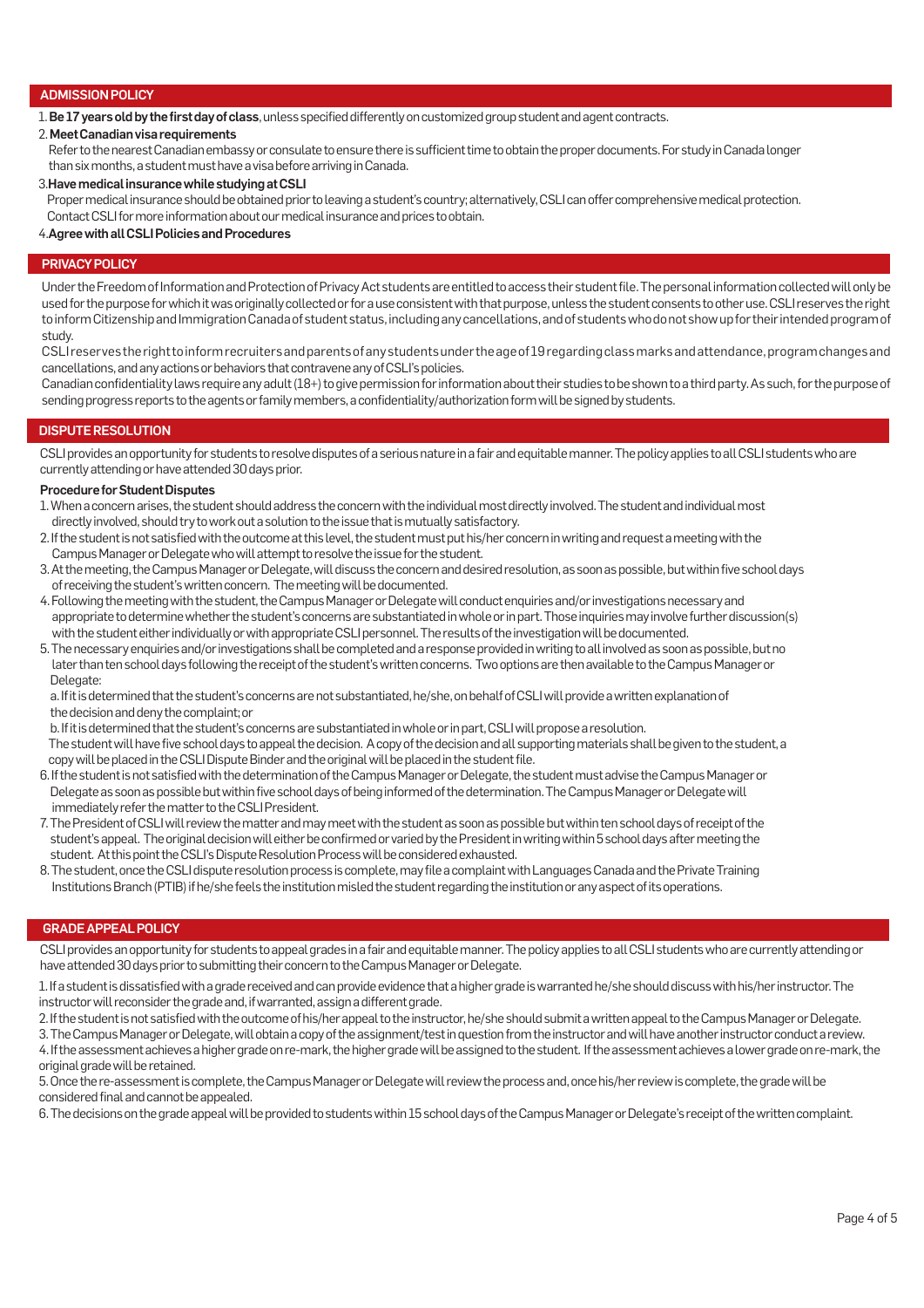## ADMISSION POLICY

1. **Be 17 years old by the first day of class**, unless specified differently on customized group student and agent contracts.
2. **Meet Canadian visa requirements**
   Refer to the nearest Canadian embassy or consulate to ensure there is sufficient time to obtain the proper documents. For study in Canada longer than six months, a student must have a visa before arriving in Canada.
3. **Have medical insurance while studying at CSLI**
   Proper medical insurance should be obtained prior to leaving a student's country; alternatively, CSLI can offer comprehensive medical protection. Contact CSLI for more information about our medical insurance and prices to obtain.
4. **Agree with all CSLI Policies and Procedures**

## PRIVACY POLICY

Under the Freedom of Information and Protection of Privacy Act students are entitled to access their student file. The personal information collected will only be used for the purpose for which it was originally collected or for a use consistent with that purpose, unless the student consents to other use. CSLI reserves the right to inform Citizenship and Immigration Canada of student status, including any cancellations, and of students who do not show up for their intended program of study.

CSLI reserves the right to inform recruiters and parents of any students under the age of 19 regarding class marks and attendance, program changes and cancellations, and any actions or behaviors that contravene any of CSLI's policies.

Canadian confidentiality laws require any adult (18+) to give permission for information about their studies to be shown to a third party. As such, for the purpose of sending progress reports to the agents or family members, a confidentiality/authorization form will be signed by students.

## DISPUTE RESOLUTION

CSLI provides an opportunity for students to resolve disputes of a serious nature in a fair and equitable manner. The policy applies to all CSLI students who are currently attending or have attended 30 days prior.

**Procedure for Student Disputes**

1. When a concern arises, the student should address the concern with the individual most directly involved. The student and individual most directly involved, should try to work out a solution to the issue that is mutually satisfactory.
2. If the student is not satisfied with the outcome at this level, the student must put his/her concern in writing and request a meeting with the Campus Manager or Delegate who will attempt to resolve the issue for the student.
3. At the meeting, the Campus Manager or Delegate, will discuss the concern and desired resolution, as soon as possible, but within five school days of receiving the student's written concern. The meeting will be documented.
4. Following the meeting with the student, the Campus Manager or Delegate will conduct enquiries and/or investigations necessary and appropriate to determine whether the student's concerns are substantiated in whole or in part. Those inquiries may involve further discussion(s) with the student either individually or with appropriate CSLI personnel. The results of the investigation will be documented.
5. The necessary enquiries and/or investigations shall be completed and a response provided in writing to all involved as soon as possible, but no later than ten school days following the receipt of the student's written concerns. Two options are then available to the Campus Manager or Delegate:

   a. If it is determined that the student's concerns are not substantiated, he/she, on behalf of CSLI will provide a written explanation of the decision and deny the complaint; or

   b. If it is determined that the student's concerns are substantiated in whole or in part, CSLI will propose a resolution.

   The student will have five school days to appeal the decision. A copy of the decision and all supporting materials shall be given to the student, a copy will be placed in the CSLI Dispute Binder and the original will be placed in the student file.
6. If the student is not satisfied with the determination of the Campus Manager or Delegate, the student must advise the Campus Manager or Delegate as soon as possible but within five school days of being informed of the determination. The Campus Manager or Delegate will immediately refer the matter to the CSLI President.
7. The President of CSLI will review the matter and may meet with the student as soon as possible but within ten school days of receipt of the student's appeal. The original decision will either be confirmed or varied by the President in writing within 5 school days after meeting the student. At this point the CSLI's Dispute Resolution Process will be considered exhausted.
8. The student, once the CSLI dispute resolution process is complete, may file a complaint with Languages Canada and the Private Training Institutions Branch (PTIB) if he/she feels the institution misled the student regarding the institution or any aspect of its operations.

## GRADE APPEAL POLICY

CSLI provides an opportunity for students to appeal grades in a fair and equitable manner. The policy applies to all CSLI students who are currently attending or have attended 30 days prior to submitting their concern to the Campus Manager or Delegate.

1. If a student is dissatisfied with a grade received and can provide evidence that a higher grade is warranted he/she should discuss with his/her instructor. The instructor will reconsider the grade and, if warranted, assign a different grade.
2. If the student is not satisfied with the outcome of his/her appeal to the instructor, he/she should submit a written appeal to the Campus Manager or Delegate.
3. The Campus Manager or Delegate, will obtain a copy of the assignment/test in question from the instructor and will have another instructor conduct a review.
4. If the assessment achieves a higher grade on re-mark, the higher grade will be assigned to the student. If the assessment achieves a lower grade on re-mark, the original grade will be retained.
5. Once the re-assessment is complete, the Campus Manager or Delegate will review the process and, once his/her review is complete, the grade will be considered final and cannot be appealed.
6. The decisions on the grade appeal will be provided to students within 15 school days of the Campus Manager or Delegate's receipt of the written complaint.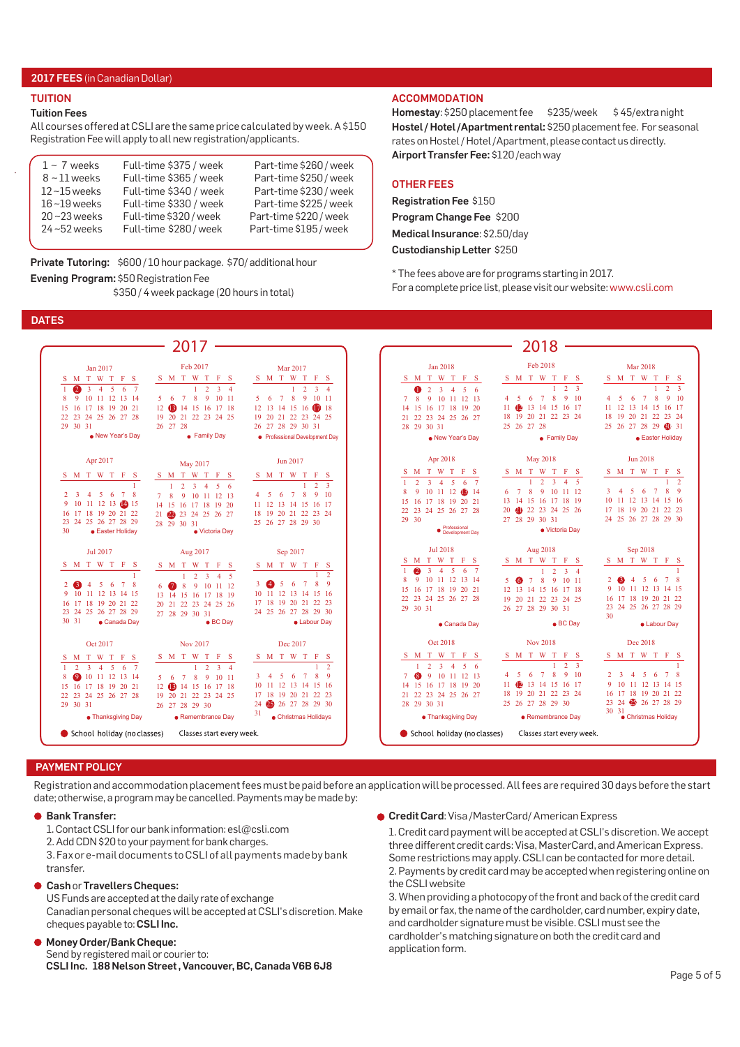## 2017 FEES (in Canadian Dollar)

### TUITION

**Tuition Fees**

All courses offered at CSLI are the same price calculated by week. A $150 Registration Fee will apply to all new registration/applicants.

| | | |
|---|---|---|
| 1 ~ 7 weeks | Full-time $375 / week | Part-time $260 / week |
| 8 ~ 11 weeks | Full-time $365 / week | Part-time $250 / week |
| 12 ~15 weeks | Full-time $340 / week | Part-time $230 / week |
| 16 ~19 weeks | Full-time $330 / week | Part-time $225 / week |
| 20 ~23 weeks | Full-time $320 / week | Part-time $220 / week |
| 24 ~52 weeks | Full-time $280 / week | Part-time $195 / week |

**Private Tutoring:** $600 / 10 hour package. $70/ additional hour

**Evening Program:** $50 Registration Fee
$350 / 4 week package (20 hours in total)

### ACCOMMODATION

**Homestay**: $250 placement fee $235/week $ 45/extra night

**Hostel / Hotel /Apartment rental:** $250 placement fee. For seasonal rates on Hostel / Hotel / Apartment, please contact us directly.

**Airport Transfer Fee:** $120 /each way

### OTHER FEES

**Registration Fee** $150

**Program Change Fee** $200

**Medical Insurance**: $2.50/day

**Custodianship Letter** $250

* The fees above are for programs starting in 2017.
For a complete price list, please visit our website: www.csli.com

## DATES

### 2017

- Jan 2017 — ● New Year's Day (2)
- Feb 2017 — ● Family Day (13)
- Mar 2017 — ● Professional Development Day (17)
- Apr 2017 — ● Easter Holiday (14)
- May 2017 — ● Victoria Day (22)
- Jun 2017
- Jul 2017 — ● Canada Day (3)
- Aug 2017 — ● BC Day (7)
- Sep 2017 — ● Labour Day (4)
- Oct 2017 — ● Thanksgiving Day (9)
- Nov 2017 — ● Remembrance Day (13)
- Dec 2017 — ● Christmas Holidays (25)

● School holiday (no classes) Classes start every week.

### 2018

- Jan 2018 — ● New Year's Day (1)
- Feb 2018 — ● Family Day (12)
- Mar 2018 — ● Easter Holiday (30)
- Apr 2018 — ● Professional Development Day (13)
- May 2018 — ● Victoria Day (21)
- Jun 2018
- Jul 2018 — ● Canada Day (2)
- Aug 2018 — ● BC Day (6)
- Sep 2018 — ● Labour Day (3)
- Oct 2018 — ● Thanksgiving Day (8)
- Nov 2018 — ● Remembrance Day (12)
- Dec 2018 — ● Christmas Holiday (25)

● School holiday (no classes) Classes start every week.

## PAYMENT POLICY

Registration and accommodation placement fees must be paid before an application will be processed. All fees are required 30 days before the start date; otherwise, a program may be cancelled. Payments may be made by:

- **Bank Transfer:**
  1. Contact CSLI for our bank information: esl@csli.com
  2. Add CDN $20 to your payment for bank charges.
  3. Fax or e-mail documents to CSLI of all payments made by bank transfer.
- **Cash** or **Travellers Cheques:**
  US Funds are accepted at the daily rate of exchange
  Canadian personal cheques will be accepted at CSLI's discretion. Make cheques payable to: **CSLI Inc.**
- **Money Order/Bank Cheque:**
  Send by registered mail or courier to:
  **CSLI Inc. 188 Nelson Street , Vancouver, BC, Canada V6B 6J8**
- **Credit Card**: Visa /MasterCard/ American Express
  1. Credit card payment will be accepted at CSLI's discretion. We accept three different credit cards: Visa, MasterCard, and American Express. Some restrictions may apply. CSLI can be contacted for more detail.
  2. Payments by credit card may be accepted when registering online on the CSLI website
  3. When providing a photocopy of the front and back of the credit card by email or fax, the name of the cardholder, card number, expiry date, and cardholder signature must be visible. CSLI must see the cardholder's matching signature on both the credit card and application form.